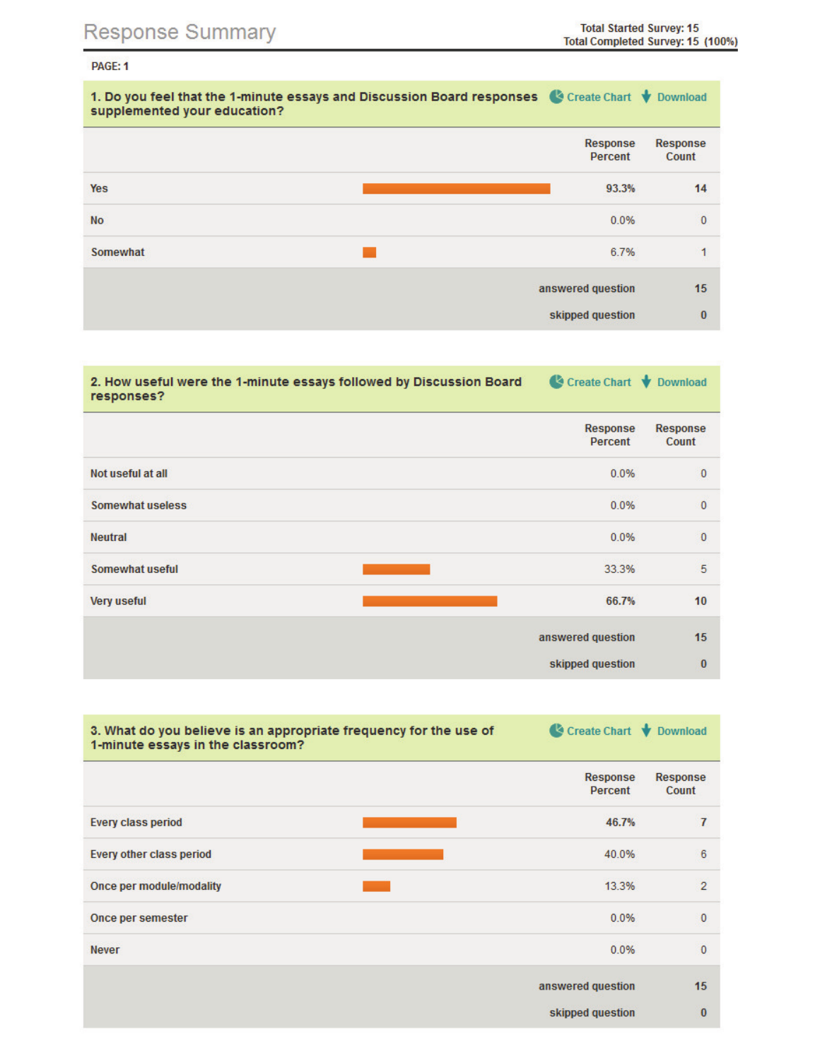# Response Summary

Total Started Survey: 15
Total Completed Survey: 15 (100%)

PAGE: 1

## 1. Do you feel that the 1-minute essays and Discussion Board responses supplemented your education?

| | Response Percent | Response Count |
|---|---|---|
| Yes | 93.3% | 14 |
| No | 0.0% | 0 |
| Somewhat | 6.7% | 1 |
| answered question | | 15 |
| skipped question | | 0 |

## 2. How useful were the 1-minute essays followed by Discussion Board responses?

| | Response Percent | Response Count |
|---|---|---|
| Not useful at all | 0.0% | 0 |
| Somewhat useless | 0.0% | 0 |
| Neutral | 0.0% | 0 |
| Somewhat useful | 33.3% | 5 |
| Very useful | 66.7% | 10 |
| answered question | | 15 |
| skipped question | | 0 |

## 3. What do you believe is an appropriate frequency for the use of 1-minute essays in the classroom?

| | Response Percent | Response Count |
|---|---|---|
| Every class period | 46.7% | 7 |
| Every other class period | 40.0% | 6 |
| Once per module/modality | 13.3% | 2 |
| Once per semester | 0.0% | 0 |
| Never | 0.0% | 0 |
| answered question | | 15 |
| skipped question | | 0 |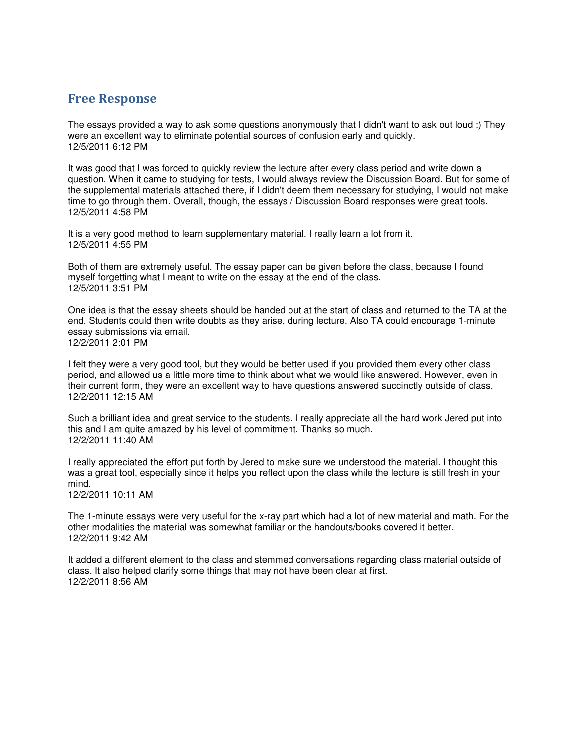## Free Response

The essays provided a way to ask some questions anonymously that I didn't want to ask out loud :) They were an excellent way to eliminate potential sources of confusion early and quickly.
12/5/2011 6:12 PM

It was good that I was forced to quickly review the lecture after every class period and write down a question. When it came to studying for tests, I would always review the Discussion Board. But for some of the supplemental materials attached there, if I didn't deem them necessary for studying, I would not make time to go through them. Overall, though, the essays / Discussion Board responses were great tools.
12/5/2011 4:58 PM

It is a very good method to learn supplementary material. I really learn a lot from it.
12/5/2011 4:55 PM

Both of them are extremely useful. The essay paper can be given before the class, because I found myself forgetting what I meant to write on the essay at the end of the class.
12/5/2011 3:51 PM

One idea is that the essay sheets should be handed out at the start of class and returned to the TA at the end. Students could then write doubts as they arise, during lecture. Also TA could encourage 1-minute essay submissions via email.
12/2/2011 2:01 PM

I felt they were a very good tool, but they would be better used if you provided them every other class period, and allowed us a little more time to think about what we would like answered. However, even in their current form, they were an excellent way to have questions answered succinctly outside of class.
12/2/2011 12:15 AM

Such a brilliant idea and great service to the students. I really appreciate all the hard work Jered put into this and I am quite amazed by his level of commitment. Thanks so much.
12/2/2011 11:40 AM

I really appreciated the effort put forth by Jered to make sure we understood the material. I thought this was a great tool, especially since it helps you reflect upon the class while the lecture is still fresh in your mind.
12/2/2011 10:11 AM

The 1-minute essays were very useful for the x-ray part which had a lot of new material and math. For the other modalities the material was somewhat familiar or the handouts/books covered it better.
12/2/2011 9:42 AM

It added a different element to the class and stemmed conversations regarding class material outside of class. It also helped clarify some things that may not have been clear at first.
12/2/2011 8:56 AM